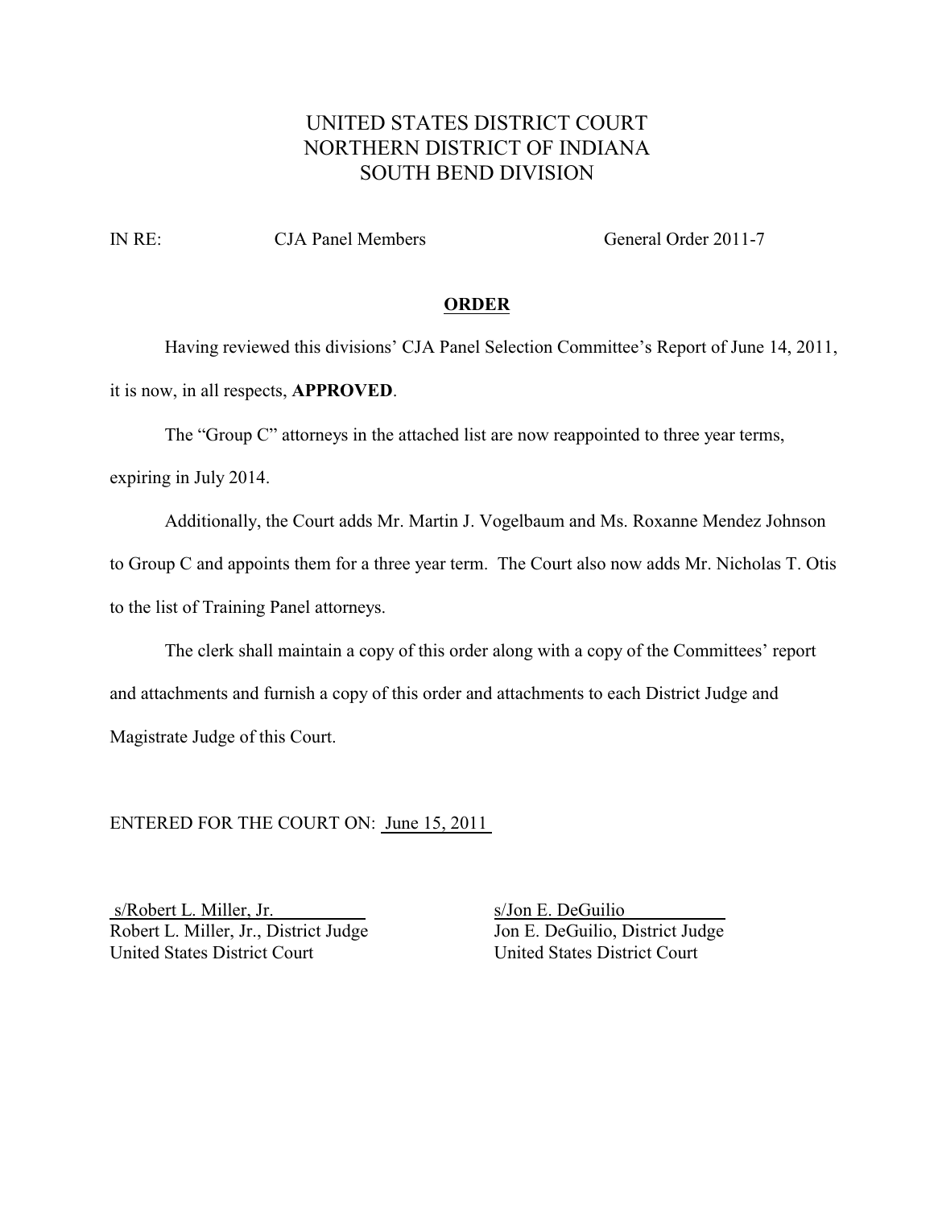# UNITED STATES DISTRICT COURT
# NORTHERN DISTRICT OF INDIANA
# SOUTH BEND DIVISION

IN RE: CJA Panel Members General Order 2011-7

## ORDER

Having reviewed this divisions' CJA Panel Selection Committee's Report of June 14, 2011, it is now, in all respects, **APPROVED**.

The "Group C" attorneys in the attached list are now reappointed to three year terms, expiring in July 2014.

Additionally, the Court adds Mr. Martin J. Vogelbaum and Ms. Roxanne Mendez Johnson to Group C and appoints them for a three year term. The Court also now adds Mr. Nicholas T. Otis to the list of Training Panel attorneys.

The clerk shall maintain a copy of this order along with a copy of the Committees' report and attachments and furnish a copy of this order and attachments to each District Judge and Magistrate Judge of this Court.

ENTERED FOR THE COURT ON: June 15, 2011

s/Robert L. Miller, Jr.
Robert L. Miller, Jr., District Judge
United States District Court

s/Jon E. DeGuilio
Jon E. DeGuilio, District Judge
United States District Court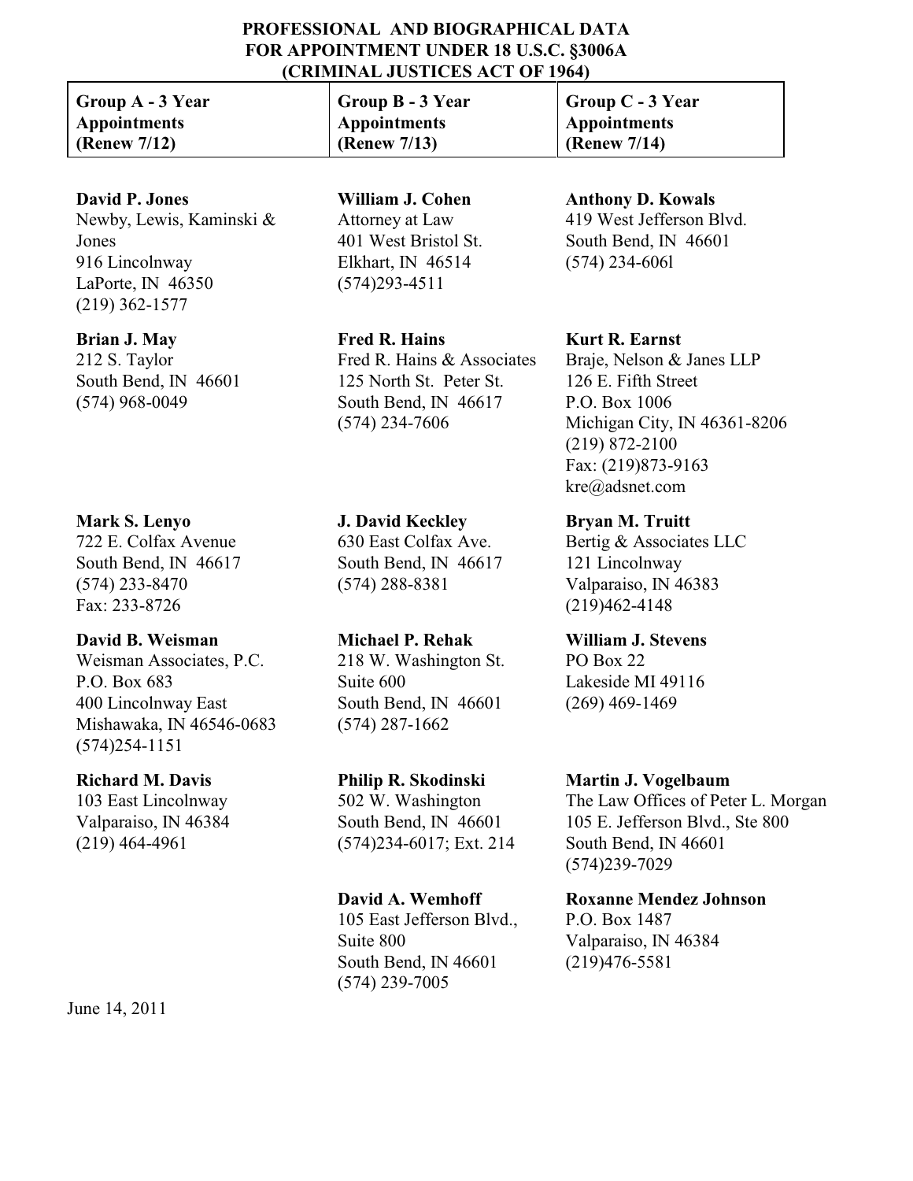**PROFESSIONAL AND BIOGRAPHICAL DATA**
**FOR APPOINTMENT UNDER 18 U.S.C. §3006A**
**(CRIMINAL JUSTICES ACT OF 1964)**

| **Group A - 3 Year Appointments (Renew 7/12)** | **Group B - 3 Year Appointments (Renew 7/13)** | **Group C - 3 Year Appointments (Renew 7/14)** |
|---|---|---|
| **David P. Jones**<br>Newby, Lewis, Kaminski & Jones<br>916 Lincolnway<br>LaPorte, IN 46350<br>(219) 362-1577 | **William J. Cohen**<br>Attorney at Law<br>401 West Bristol St.<br>Elkhart, IN 46514<br>(574)293-4511 | **Anthony D. Kowals**<br>419 West Jefferson Blvd.<br>South Bend, IN 46601<br>(574) 234-606l |
| **Brian J. May**<br>212 S. Taylor<br>South Bend, IN 46601<br>(574) 968-0049 | **Fred R. Hains**<br>Fred R. Hains & Associates<br>125 North St. Peter St.<br>South Bend, IN 46617<br>(574) 234-7606 | **Kurt R. Earnst**<br>Braje, Nelson & Janes LLP<br>126 E. Fifth Street<br>P.O. Box 1006<br>Michigan City, IN 46361-8206<br>(219) 872-2100<br>Fax: (219)873-9163<br>kre@adsnet.com |
| **Mark S. Lenyo**<br>722 E. Colfax Avenue<br>South Bend, IN 46617<br>(574) 233-8470<br>Fax: 233-8726 | **J. David Keckley**<br>630 East Colfax Ave.<br>South Bend, IN 46617<br>(574) 288-8381 | **Bryan M. Truitt**<br>Bertig & Associates LLC<br>121 Lincolnway<br>Valparaiso, IN 46383<br>(219)462-4148 |
| **David B. Weisman**<br>Weisman Associates, P.C.<br>P.O. Box 683<br>400 Lincolnway East<br>Mishawaka, IN 46546-0683<br>(574)254-1151 | **Michael P. Rehak**<br>218 W. Washington St.<br>Suite 600<br>South Bend, IN 46601<br>(574) 287-1662 | **William J. Stevens**<br>PO Box 22<br>Lakeside MI 49116<br>(269) 469-1469 |
| **Richard M. Davis**<br>103 East Lincolnway<br>Valparaiso, IN 46384<br>(219) 464-4961 | **Philip R. Skodinski**<br>502 W. Washington<br>South Bend, IN 46601<br>(574)234-6017; Ext. 214 | **Martin J. Vogelbaum**<br>The Law Offices of Peter L. Morgan<br>105 E. Jefferson Blvd., Ste 800<br>South Bend, IN 46601<br>(574)239-7029 |
| | **David A. Wemhoff**<br>105 East Jefferson Blvd., Suite 800<br>South Bend, IN 46601<br>(574) 239-7005 | **Roxanne Mendez Johnson**<br>P.O. Box 1487<br>Valparaiso, IN 46384<br>(219)476-5581 |

June 14, 2011